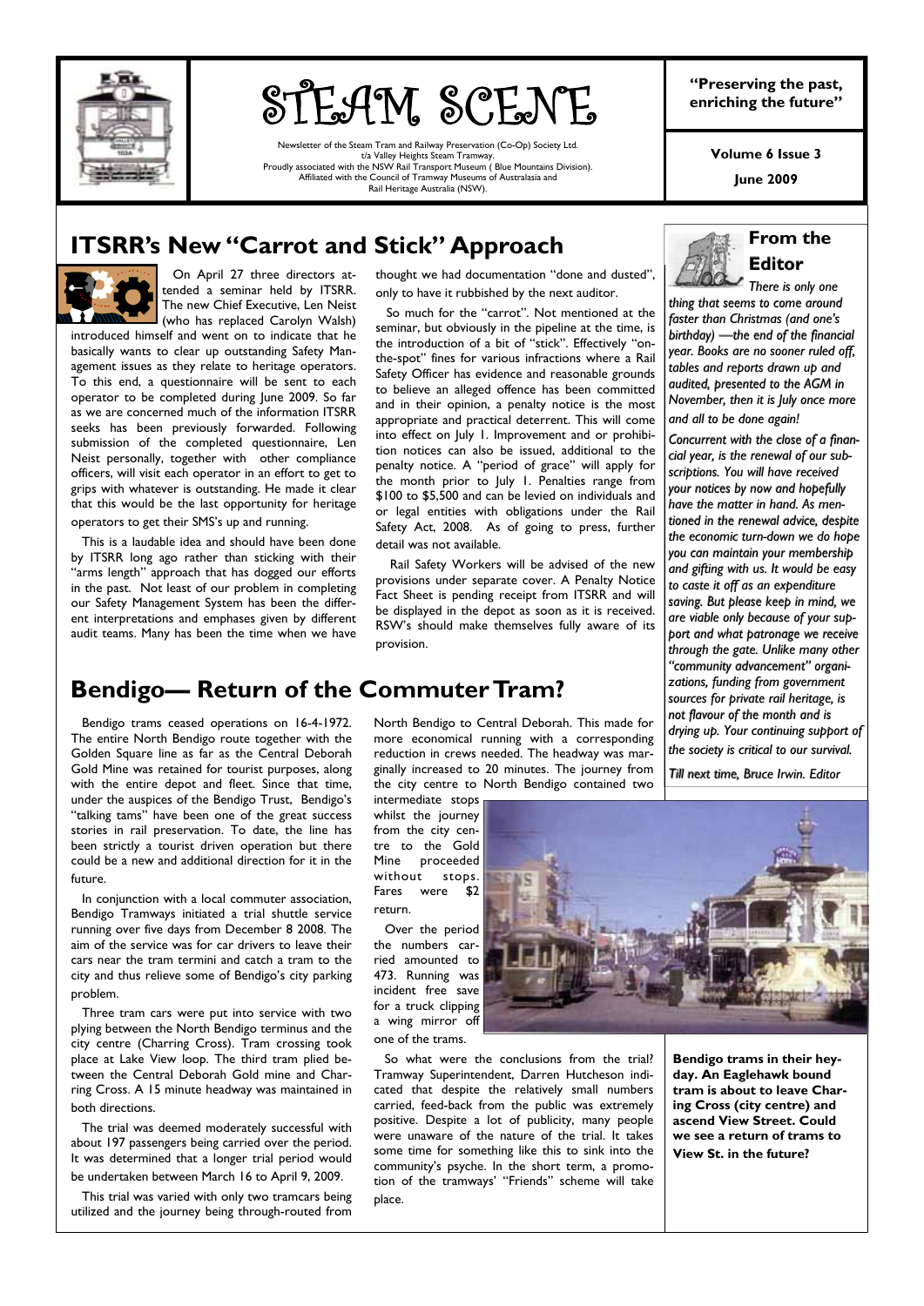# STEAM SCENE

Newsletter of the Steam Tram and Railway Preservation (Co-Op) Society Ltd.
t/a Valley Heights Steam Tramway.
Proudly associated with the NSW Rail Transport Museum ( Blue Mountains Division).
Affiliated with the Council of Tramway Museums of Australasia and
Rail Heritage Australia (NSW).

**"Preserving the past, enriching the future"**

**Volume 6 Issue 3**

**June 2009**

## ITSRR's New "Carrot and Stick" Approach

On April 27 three directors attended a seminar held by ITSRR. The new Chief Executive, Len Neist (who has replaced Carolyn Walsh) introduced himself and went on to indicate that he basically wants to clear up outstanding Safety Management issues as they relate to heritage operators. To this end, a questionnaire will be sent to each operator to be completed during June 2009. So far as we are concerned much of the information ITSRR seeks has been previously forwarded. Following submission of the completed questionnaire, Len Neist personally, together with other compliance officers, will visit each operator in an effort to get to grips with whatever is outstanding. He made it clear that this would be the last opportunity for heritage operators to get their SMS's up and running.

This is a laudable idea and should have been done by ITSRR long ago rather than sticking with their "arms length" approach that has dogged our efforts in the past. Not least of our problem in completing our Safety Management System has been the different interpretations and emphases given by different audit teams. Many has been the time when we have thought we had documentation "done and dusted", only to have it rubbished by the next auditor.

So much for the "carrot". Not mentioned at the seminar, but obviously in the pipeline at the time, is the introduction of a bit of "stick". Effectively "on-the-spot" fines for various infractions where a Rail Safety Officer has evidence and reasonable grounds to believe an alleged offence has been committed and in their opinion, a penalty notice is the most appropriate and practical deterrent. This will come into effect on July 1. Improvement and or prohibition notices can also be issued, additional to the penalty notice. A "period of grace" will apply for the month prior to July 1. Penalties range from $100 to $5,500 and can be levied on individuals and or legal entities with obligations under the Rail Safety Act, 2008. As of going to press, further detail was not available.

Rail Safety Workers will be advised of the new provisions under separate cover. A Penalty Notice Fact Sheet is pending receipt from ITSRR and will be displayed in the depot as soon as it is received. RSW's should make themselves fully aware of its provision.

## From the Editor

*There is only one thing that seems to come around faster than Christmas (and one's birthday) —the end of the financial year. Books are no sooner ruled off, tables and reports drawn up and audited, presented to the AGM in November, then it is July once more and all to be done again!*

*Concurrent with the close of a financial year, is the renewal of our subscriptions. You will have received your notices by now and hopefully have the matter in hand. As mentioned in the renewal advice, despite the economic turn-down we do hope you can maintain your membership and gifting with us. It would be easy to caste it off as an expenditure saving. But please keep in mind, we are viable only because of your support and what patronage we receive through the gate. Unlike many other "community advancement" organizations, funding from government sources for private rail heritage, is not flavour of the month and is drying up. Your continuing support of the society is critical to our survival.*

*Till next time, Bruce Irwin. Editor*

## Bendigo— Return of the Commuter Tram?

Bendigo trams ceased operations on 16-4-1972. The entire North Bendigo route together with the Golden Square line as far as the Central Deborah Gold Mine was retained for tourist purposes, along with the entire depot and fleet. Since that time, under the auspices of the Bendigo Trust, Bendigo's "talking tams" have been one of the great success stories in rail preservation. To date, the line has been strictly a tourist driven operation but there could be a new and additional direction for it in the future.

In conjunction with a local commuter association, Bendigo Tramways initiated a trial shuttle service running over five days from December 8 2008. The aim of the service was for car drivers to leave their cars near the tram termini and catch a tram to the city and thus relieve some of Bendigo's city parking problem.

Three tram cars were put into service with two plying between the North Bendigo terminus and the city centre (Charring Cross). Tram crossing took place at Lake View loop. The third tram plied between the Central Deborah Gold mine and Charring Cross. A 15 minute headway was maintained in both directions.

The trial was deemed moderately successful with about 197 passengers being carried over the period. It was determined that a longer trial period would be undertaken between March 16 to April 9, 2009.

This trial was varied with only two tramcars being utilized and the journey being through-routed from North Bendigo to Central Deborah. This made for more economical running with a corresponding reduction in crews needed. The headway was marginally increased to 20 minutes. The journey from the city centre to North Bendigo contained two intermediate stops whilst the journey from the city centre to the Gold Mine proceeded without stops. Fares were $2 return.

Over the period the numbers carried amounted to 473. Running was incident free save for a truck clipping a wing mirror off one of the trams.

So what were the conclusions from the trial? Tramway Superintendent, Darren Hutcheson indicated that despite the relatively small numbers carried, feed-back from the public was extremely positive. Despite a lot of publicity, many people were unaware of the nature of the trial. It takes some time for something like this to sink into the community's psyche. In the short term, a promotion of the tramways' "Friends" scheme will take place.

**Bendigo trams in their heyday. An Eaglehawk bound tram is about to leave Charing Cross (city centre) and ascend View Street. Could we see a return of trams to View St. in the future?**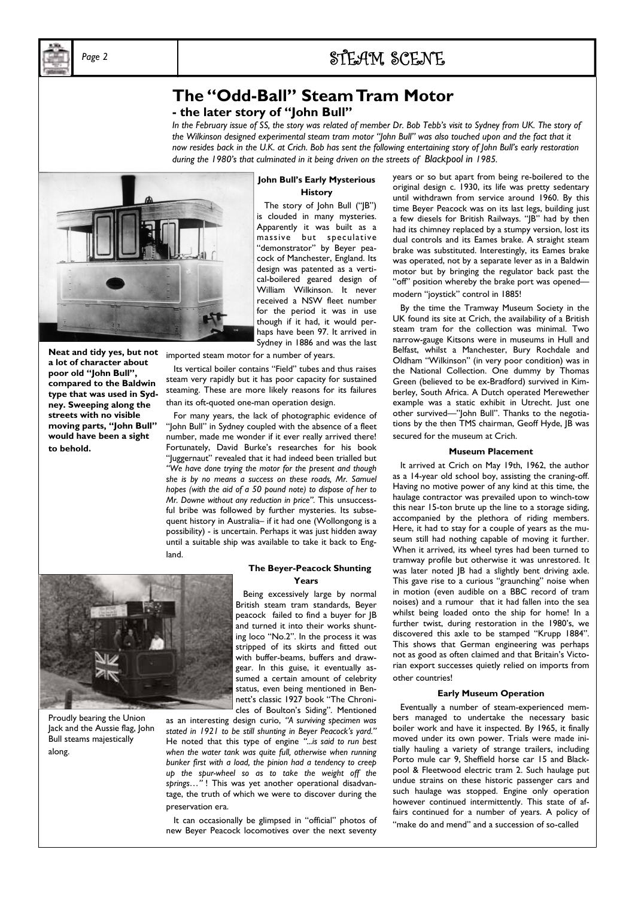# The "Odd-Ball" Steam Tram Motor

## - the later story of "John Bull"

*In the February issue of SS, the story was related of member Dr. Bob Tebb's visit to Sydney from UK. The story of the Wilkinson designed experimental steam tram motor "John Bull" was also touched upon and the fact that it now resides back in the U.K. at Crich. Bob has sent the following entertaining story of John Bull's early restoration during the 1980's that culminated in it being driven on the streets of Blackpool in 1985.*

**Neat and tidy yes, but not a lot of character about poor old "John Bull", compared to the Baldwin type that was used in Sydney. Sweeping along the streets with no visible moving parts, "John Bull" would have been a sight to behold.**

### John Bull's Early Mysterious History

The story of John Bull ("JB") is clouded in many mysteries. Apparently it was built as a massive but speculative "demonstrator" by Beyer peacock of Manchester, England. Its design was patented as a vertical-boilered geared design of William Wilkinson. It never received a NSW fleet number for the period it was in use though if it had, it would perhaps have been 97. It arrived in Sydney in 1886 and was the last imported steam motor for a number of years.

Its vertical boiler contains "Field" tubes and thus raises steam very rapidly but it has poor capacity for sustained steaming. These are more likely reasons for its failures than its oft-quoted one-man operation design.

For many years, the lack of photographic evidence of "John Bull" in Sydney coupled with the absence of a fleet number, made me wonder if it ever really arrived there! Fortunately, David Burke's researches for his book "Juggernaut" revealed that it had indeed been trialled but *"We have done trying the motor for the present and though she is by no means a success on these roads, Mr. Samuel hopes (with the aid of a 50 pound note) to dispose of her to Mr. Downe without any reduction in price".* This unsuccessful bribe was followed by further mysteries. Its subsequent history in Australia– if it had one (Wollongong is a possibility) - is uncertain. Perhaps it was just hidden away until a suitable ship was available to take it back to England.

Proudly bearing the Union Jack and the Aussie flag, John Bull steams majestically along.

### The Beyer-Peacock Shunting Years

Being excessively large by normal British steam tram standards, Beyer peacock failed to find a buyer for JB and turned it into their works shunting loco "No.2". In the process it was stripped of its skirts and fitted out with buffer-beams, buffers and drawgear. In this guise, it eventually assumed a certain amount of celebrity status, even being mentioned in Bennett's classic 1927 book "The Chronicles of Boulton's Siding". Mentioned as an interesting design curio, *"A surviving specimen was stated in 1921 to be still shunting in Beyer Peacock's yard."* He noted that this type of engine *"...is said to run best when the water tank was quite full, otherwise when running bunker first with a load, the pinion had a tendency to creep up the spur-wheel so as to take the weight off the springs…"* ! This was yet another operational disadvantage, the truth of which we were to discover during the preservation era.

It can occasionally be glimpsed in "official" photos of new Beyer Peacock locomotives over the next seventy years or so but apart from being re-boilered to the original design c. 1930, its life was pretty sedentary until withdrawn from service around 1960. By this time Beyer Peacock was on its last legs, building just a few diesels for British Railways. "JB" had by then had its chimney replaced by a stumpy version, lost its dual controls and its Eames brake. A straight steam brake was substituted. Interestingly, its Eames brake was operated, not by a separate lever as in a Baldwin motor but by bringing the regulator back past the "off" position whereby the brake port was opened—modern "joystick" control in 1885!

By the time the Tramway Museum Society in the UK found its site at Crich, the availability of a British steam tram for the collection was minimal. Two narrow-gauge Kitsons were in museums in Hull and Belfast, whilst a Manchester, Bury Rochdale and Oldham "Wilkinson" (in very poor condition) was in the National Collection. One dummy by Thomas Green (believed to be ex-Bradford) survived in Kimberley, South Africa. A Dutch operated Merewether example was a static exhibit in Utrecht. Just one other survived—"John Bull". Thanks to the negotiations by the then TMS chairman, Geoff Hyde, JB was secured for the museum at Crich.

### Museum Placement

It arrived at Crich on May 19th, 1962, the author as a 14-year old school boy, assisting the craning-off. Having no motive power of any kind at this time, the haulage contractor was prevailed upon to winch-tow this near 15-ton brute up the line to a storage siding, accompanied by the plethora of riding members. Here, it had to stay for a couple of years as the museum still had nothing capable of moving it further. When it arrived, its wheel tyres had been turned to tramway profile but otherwise it was unrestored. It was later noted JB had a slightly bent driving axle. This gave rise to a curious "graunching" noise when in motion (even audible on a BBC record of tram noises) and a rumour that it had fallen into the sea whilst being loaded onto the ship for home! In a further twist, during restoration in the 1980's, we discovered this axle to be stamped "Krupp 1884". This shows that German engineering was perhaps not as good as often claimed and that Britain's Victorian export successes quietly relied on imports from other countries!

### Early Museum Operation

Eventually a number of steam-experienced members managed to undertake the necessary basic boiler work and have it inspected. By 1965, it finally moved under its own power. Trials were made initially hauling a variety of strange trailers, including Porto mule car 9, Sheffield horse car 15 and Blackpool & Fleetwood electric tram 2. Such haulage put undue strains on these historic passenger cars and such haulage was stopped. Engine only operation however continued intermittently. This state of affairs continued for a number of years. A policy of "make do and mend" and a succession of so-called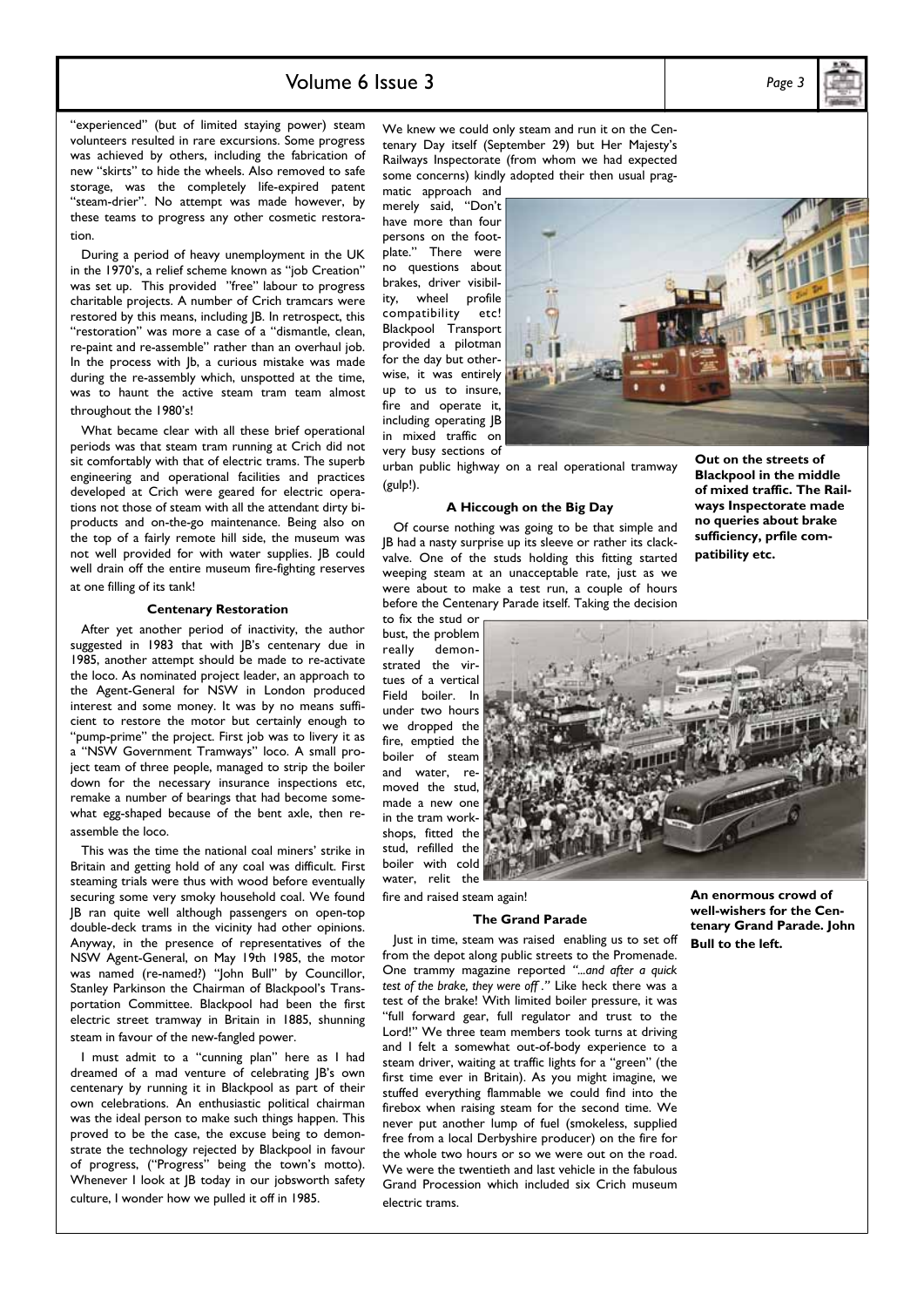"experienced" (but of limited staying power) steam volunteers resulted in rare excursions. Some progress was achieved by others, including the fabrication of new "skirts" to hide the wheels. Also removed to safe storage, was the completely life-expired patent "steam-drier". No attempt was made however, by these teams to progress any other cosmetic restoration.

During a period of heavy unemployment in the UK in the 1970's, a relief scheme known as "job Creation" was set up. This provided "free" labour to progress charitable projects. A number of Crich tramcars were restored by this means, including JB. In retrospect, this "restoration" was more a case of a "dismantle, clean, re-paint and re-assemble" rather than an overhaul job. In the process with Jb, a curious mistake was made during the re-assembly which, unspotted at the time, was to haunt the active steam tram team almost throughout the 1980's!

What became clear with all these brief operational periods was that steam tram running at Crich did not sit comfortably with that of electric trams. The superb engineering and operational facilities and practices developed at Crich were geared for electric operations not those of steam with all the attendant dirty bi-products and on-the-go maintenance. Being also on the top of a fairly remote hill side, the museum was not well provided for with water supplies. JB could well drain off the entire museum fire-fighting reserves at one filling of its tank!

### Centenary Restoration

After yet another period of inactivity, the author suggested in 1983 that with JB's centenary due in 1985, another attempt should be made to re-activate the loco. As nominated project leader, an approach to the Agent-General for NSW in London produced interest and some money. It was by no means sufficient to restore the motor but certainly enough to "pump-prime" the project. First job was to livery it as a "NSW Government Tramways" loco. A small project team of three people, managed to strip the boiler down for the necessary insurance inspections etc, remake a number of bearings that had become somewhat egg-shaped because of the bent axle, then re-assemble the loco.

This was the time the national coal miners' strike in Britain and getting hold of any coal was difficult. First steaming trials were thus with wood before eventually securing some very smoky household coal. We found JB ran quite well although passengers on open-top double-deck trams in the vicinity had other opinions. Anyway, in the presence of representatives of the NSW Agent-General, on May 19th 1985, the motor was named (re-named?) "John Bull" by Councillor, Stanley Parkinson the Chairman of Blackpool's Transportation Committee. Blackpool had been the first electric street tramway in Britain in 1885, shunning steam in favour of the new-fangled power.

I must admit to a "cunning plan" here as I had dreamed of a mad venture of celebrating JB's own centenary by running it in Blackpool as part of their own celebrations. An enthusiastic political chairman was the ideal person to make such things happen. This proved to be the case, the excuse being to demonstrate the technology rejected by Blackpool in favour of progress, ("Progress" being the town's motto). Whenever I look at JB today in our jobsworth safety culture, I wonder how we pulled it off in 1985.

We knew we could only steam and run it on the Centenary Day itself (September 29) but Her Majesty's Railways Inspectorate (from whom we had expected some concerns) kindly adopted their then usual pragmatic approach and merely said, "Don't have more than four persons on the footplate." There were no questions about brakes, driver visibility, wheel profile compatibility etc! Blackpool Transport provided a pilotman for the day but otherwise, it was entirely up to us to insure, fire and operate it, including operating JB in mixed traffic on very busy sections of urban public highway on a real operational tramway (gulp!).

**Out on the streets of Blackpool in the middle of mixed traffic. The Railways Inspectorate made no queries about brake sufficiency, prfile compatibility etc.**

### A Hiccough on the Big Day

Of course nothing was going to be that simple and JB had a nasty surprise up its sleeve or rather its clack-valve. One of the studs holding this fitting started weeping steam at an unacceptable rate, just as we were about to make a test run, a couple of hours before the Centenary Parade itself. Taking the decision to fix the stud or bust, the problem really demonstrated the virtues of a vertical Field boiler. In under two hours we dropped the fire, emptied the boiler of steam and water, removed the stud, made a new one in the tram workshops, fitted the stud, refilled the boiler with cold water, relit the fire and raised steam again!

**An enormous crowd of well-wishers for the Centenary Grand Parade. John Bull to the left.**

### The Grand Parade

Just in time, steam was raised enabling us to set off from the depot along public streets to the Promenade. One trammy magazine reported *"...and after a quick test of the brake, they were off ."* Like heck there was a test of the brake! With limited boiler pressure, it was "full forward gear, full regulator and trust to the Lord!" We three team members took turns at driving and I felt a somewhat out-of-body experience to a steam driver, waiting at traffic lights for a "green" (the first time ever in Britain). As you might imagine, we stuffed everything flammable we could find into the firebox when raising steam for the second time. We never put another lump of fuel (smokeless, supplied free from a local Derbyshire producer) on the fire for the whole two hours or so we were out on the road. We were the twentieth and last vehicle in the fabulous Grand Procession which included six Crich museum electric trams.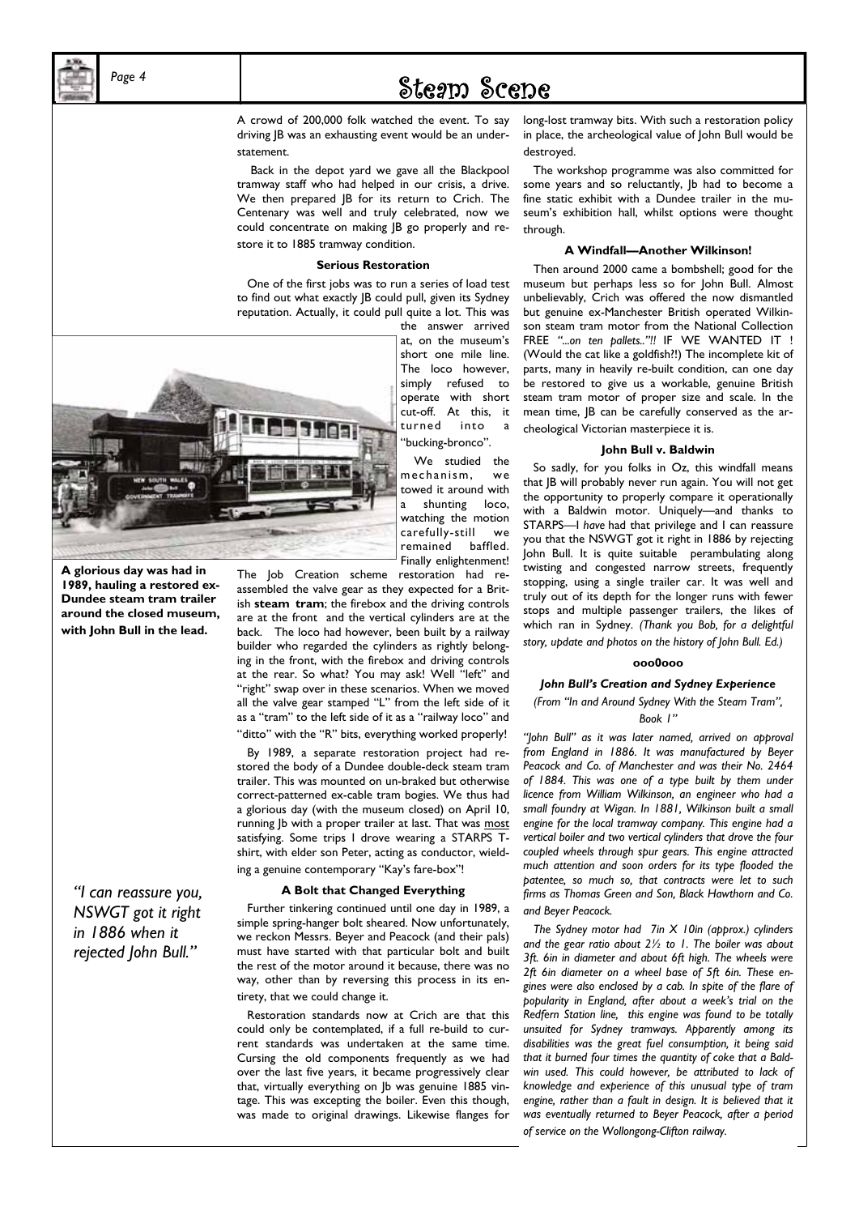A crowd of 200,000 folk watched the event. To say driving JB was an exhausting event would be an understatement.

Back in the depot yard we gave all the Blackpool tramway staff who had helped in our crisis, a drive. We then prepared JB for its return to Crich. The Centenary was well and truly celebrated, now we could concentrate on making JB go properly and restore it to 1885 tramway condition.

### Serious Restoration

One of the first jobs was to run a series of load test to find out what exactly JB could pull, given its Sydney reputation. Actually, it could pull quite a lot. This was the answer arrived at, on the museum's short one mile line. The loco however, simply refused to operate with short cut-off. At this, it turned into a "bucking-bronco".

We studied the mechanism, we towed it around with a shunting loco, watching the motion carefully-still we remained baffled. Finally enlightenment! The Job Creation scheme restoration had reassembled the valve gear as they expected for a British **steam tram**; the firebox and the driving controls are at the front and the vertical cylinders are at the back. The loco had however, been built by a railway builder who regarded the cylinders as rightly belonging in the front, with the firebox and driving controls at the rear. So what? You may ask! Well "left" and "right" swap over in these scenarios. When we moved all the valve gear stamped "L" from the left side of it as a "tram" to the left side of it as a "railway loco" and "ditto" with the "R" bits, everything worked properly!

**A glorious day was had in 1989, hauling a restored ex-Dundee steam tram trailer around the closed museum, with John Bull in the lead.**

By 1989, a separate restoration project had restored the body of a Dundee double-deck steam tram trailer. This was mounted on un-braked but otherwise correct-patterned ex-cable tram bogies. We thus had a glorious day (with the museum closed) on April 10, running Jb with a proper trailer at last. That was most satisfying. Some trips I drove wearing a STARPS T-shirt, with elder son Peter, acting as conductor, wielding a genuine contemporary "Kay's fare-box"!

*"I can reassure you, NSWGT got it right in 1886 when it rejected John Bull."*

### A Bolt that Changed Everything

Further tinkering continued until one day in 1989, a simple spring-hanger bolt sheared. Now unfortunately, we reckon Messrs. Beyer and Peacock (and their pals) must have started with that particular bolt and built the rest of the motor around it because, there was no way, other than by reversing this process in its entirety, that we could change it.

Restoration standards now at Crich are that this could only be contemplated, if a full re-build to current standards was undertaken at the same time. Cursing the old components frequently as we had over the last five years, it became progressively clear that, virtually everything on Jb was genuine 1885 vintage. This was excepting the boiler. Even this though, was made to original drawings. Likewise flanges for long-lost tramway bits. With such a restoration policy in place, the archeological value of John Bull would be destroyed.

The workshop programme was also committed for some years and so reluctantly, Jb had to become a fine static exhibit with a Dundee trailer in the museum's exhibition hall, whilst options were thought through.

### A Windfall—Another Wilkinson!

Then around 2000 came a bombshell; good for the museum but perhaps less so for John Bull. Almost unbelievably, Crich was offered the now dismantled but genuine ex-Manchester British operated Wilkinson steam tram motor from the National Collection FREE *"...on ten pallets.."!!* IF WE WANTED IT ! (Would the cat like a goldfish?!) The incomplete kit of parts, many in heavily re-built condition, can one day be restored to give us a workable, genuine British steam tram motor of proper size and scale. In the mean time, JB can be carefully conserved as the archeological Victorian masterpiece it is.

### John Bull v. Baldwin

So sadly, for you folks in Oz, this windfall means that JB will probably never run again. You will not get the opportunity to properly compare it operationally with a Baldwin motor. Uniquely—and thanks to STARPS—I *have* had that privilege and I can reassure you that the NSWGT got it right in 1886 by rejecting John Bull. It is quite suitable perambulating along twisting and congested narrow streets, frequently stopping, using a single trailer car. It was well and truly out of its depth for the longer runs with fewer stops and multiple passenger trailers, the likes of which ran in Sydney. *(Thank you Bob, for a delightful story, update and photos on the history of John Bull. Ed.)*

**ooo0ooo**

### *John Bull's Creation and Sydney Experience*

*(From "In and Around Sydney With the Steam Tram", Book 1")*

*"John Bull" as it was later named, arrived on approval from England in 1886. It was manufactured by Beyer Peacock and Co. of Manchester and was their No. 2464 of 1884. This was one of a type built by them under licence from William Wilkinson, an engineer who had a small foundry at Wigan. In 1881, Wilkinson built a small engine for the local tramway company. This engine had a vertical boiler and two vertical cylinders that drove the four coupled wheels through spur gears. This engine attracted much attention and soon orders for its type flooded the patentee, so much so, that contracts were let to such firms as Thomas Green and Son, Black Hawthorn and Co. and Beyer Peacock.*

*The Sydney motor had 7in X 10in (approx.) cylinders and the gear ratio about 2½ to 1. The boiler was about 3ft. 6in in diameter and about 6ft high. The wheels were 2ft 6in diameter on a wheel base of 5ft 6in. These engines were also enclosed by a cab. In spite of the flare of popularity in England, after about a week's trial on the Redfern Station line, this engine was found to be totally unsuited for Sydney tramways. Apparently among its disabilities was the great fuel consumption, it being said that it burned four times the quantity of coke that a Baldwin used. This could however, be attributed to lack of knowledge and experience of this unusual type of tram engine, rather than a fault in design. It is believed that it was eventually returned to Beyer Peacock, after a period of service on the Wollongong-Clifton railway.*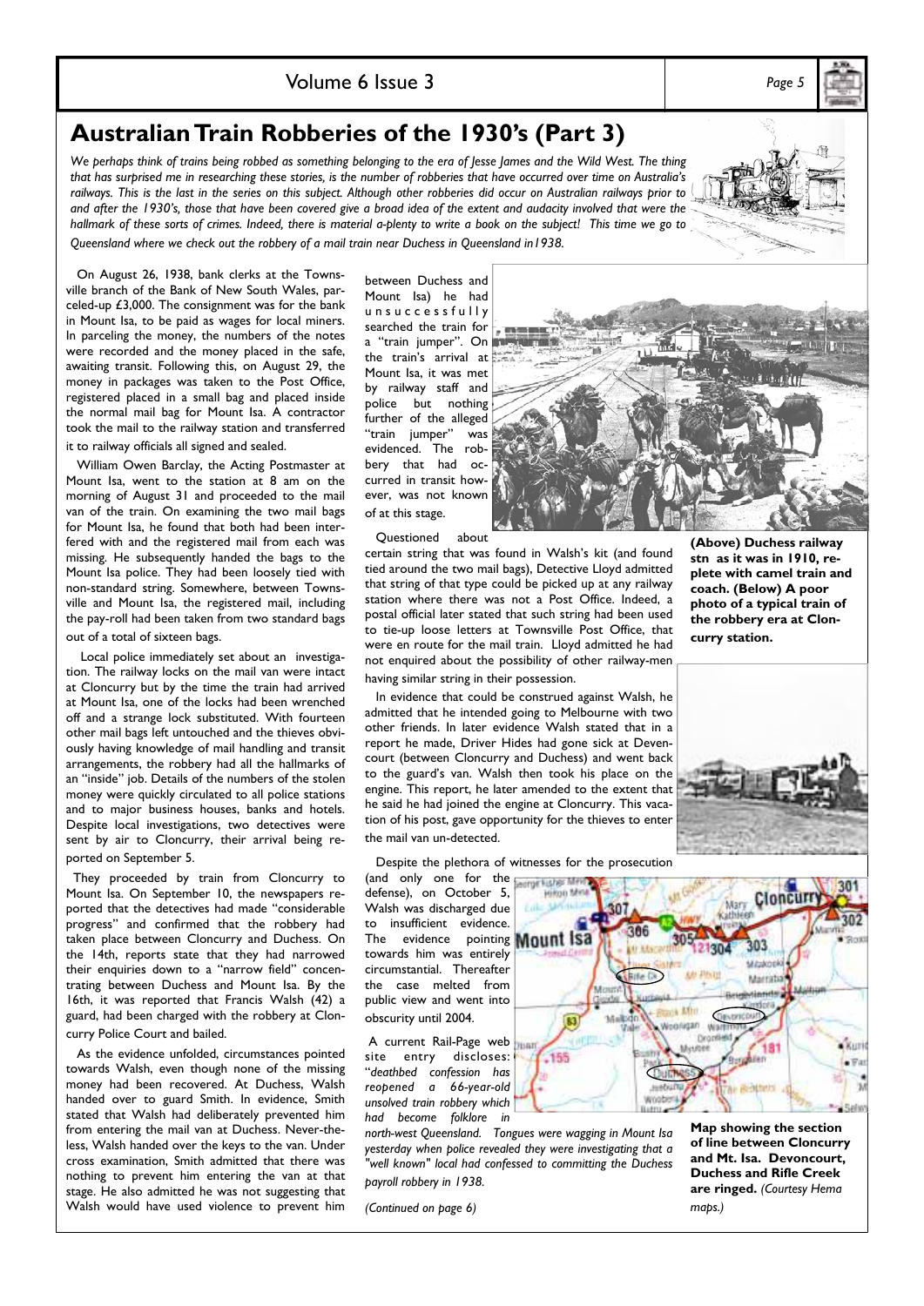# Australian Train Robberies of the 1930's (Part 3)

*We perhaps think of trains being robbed as something belonging to the era of Jesse James and the Wild West. The thing that has surprised me in researching these stories, is the number of robberies that have occurred over time on Australia's railways. This is the last in the series on this subject. Although other robberies did occur on Australian railways prior to and after the 1930's, those that have been covered give a broad idea of the extent and audacity involved that were the hallmark of these sorts of crimes. Indeed, there is material a-plenty to write a book on the subject! This time we go to Queensland where we check out the robbery of a mail train near Duchess in Queensland in1938.*

On August 26, 1938, bank clerks at the Townsville branch of the Bank of New South Wales, parceled-up £3,000. The consignment was for the bank in Mount Isa, to be paid as wages for local miners. In parceling the money, the numbers of the notes were recorded and the money placed in the safe, awaiting transit. Following this, on August 29, the money in packages was taken to the Post Office, registered placed in a small bag and placed inside the normal mail bag for Mount Isa. A contractor took the mail to the railway station and transferred it to railway officials all signed and sealed.

William Owen Barclay, the Acting Postmaster at Mount Isa, went to the station at 8 am on the morning of August 31 and proceeded to the mail van of the train. On examining the two mail bags for Mount Isa, he found that both had been interfered with and the registered mail from each was missing. He subsequently handed the bags to the Mount Isa police. They had been loosely tied with non-standard string. Somewhere, between Townsville and Mount Isa, the registered mail, including the pay-roll had been taken from two standard bags out of a total of sixteen bags.

Local police immediately set about an investigation. The railway locks on the mail van were intact at Cloncurry but by the time the train had arrived at Mount Isa, one of the locks had been wrenched off and a strange lock substituted. With fourteen other mail bags left untouched and the thieves obviously having knowledge of mail handling and transit arrangements, the robbery had all the hallmarks of an "inside" job. Details of the numbers of the stolen money were quickly circulated to all police stations and to major business houses, banks and hotels. Despite local investigations, two detectives were sent by air to Cloncurry, their arrival being reported on September 5.

They proceeded by train from Cloncurry to Mount Isa. On September 10, the newspapers reported that the detectives had made "considerable progress" and confirmed that the robbery had taken place between Cloncurry and Duchess. On the 14th, reports state that they had narrowed their enquiries down to a "narrow field" concentrating between Duchess and Mount Isa. By the 16th, it was reported that Francis Walsh (42) a guard, had been charged with the robbery at Cloncurry Police Court and bailed.

As the evidence unfolded, circumstances pointed towards Walsh, even though none of the missing money had been recovered. At Duchess, Walsh handed over to guard Smith. In evidence, Smith stated that Walsh had deliberately prevented him from entering the mail van at Duchess. Never-the-less, Walsh handed over the keys to the van. Under cross examination, Smith admitted that there was nothing to prevent him entering the van at that stage. He also admitted he was not suggesting that Walsh would have used violence to prevent him between Duchess and Mount Isa) he had unsuccessfully searched the train for a "train jumper". On the train's arrival at Mount Isa, it was met by railway staff and police but nothing further of the alleged "train jumper" was evidenced. The robbery that had occurred in transit however, was not known of at this stage.

Questioned about certain string that was found in Walsh's kit (and found tied around the two mail bags), Detective Lloyd admitted that string of that type could be picked up at any railway station where there was not a Post Office. Indeed, a postal official later stated that such string had been used to tie-up loose letters at Townsville Post Office, that were en route for the mail train. Lloyd admitted he had not enquired about the possibility of other railway-men having similar string in their possession.

In evidence that could be construed against Walsh, he admitted that he intended going to Melbourne with two other friends. In later evidence Walsh stated that in a report he made, Driver Hides had gone sick at Devoncourt (between Cloncurry and Duchess) and went back to the guard's van. Walsh then took his place on the engine. This report, he later amended to the extent that he said he had joined the engine at Cloncurry. This vacation of his post, gave opportunity for the thieves to enter the mail van un-detected.

**(Above) Duchess railway stn as it was in 1910, replete with camel train and coach. (Below) A poor photo of a typical train of the robbery era at Cloncurry station.**

Despite the plethora of witnesses for the prosecution (and only one for the defense), on October 5, Walsh was discharged due to insufficient evidence. The evidence pointing towards him was entirely circumstantial. Thereafter the case melted from public view and went into obscurity until 2004.

A current Rail-Page web site entry discloses: "*deathbed confession has reopened a 66-year-old unsolved train robbery which had become folklore in north-west Queensland. Tongues were wagging in Mount Isa yesterday when police revealed they were investigating that a "well known" local had confessed to committing the Duchess payroll robbery in 1938.*

**Map showing the section of line between Cloncurry and Mt. Isa. Devoncourt, Duchess and Rifle Creek are ringed.** *(Courtesy Hema maps.)*

*(Continued on page 6)*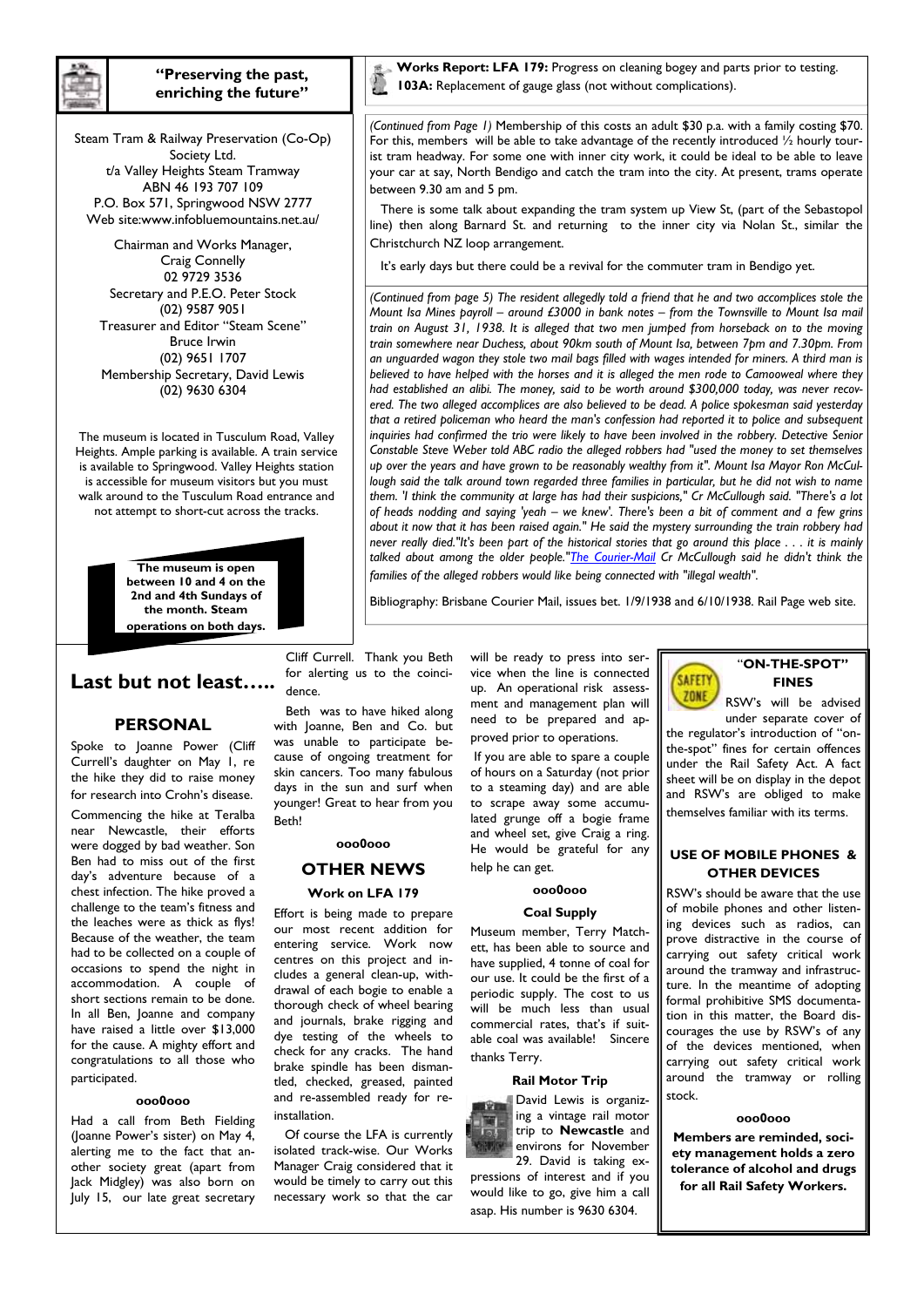**"Preserving the past, enriching the future"**

Steam Tram & Railway Preservation (Co-Op) Society Ltd.
t/a Valley Heights Steam Tramway
ABN 46 193 707 109
P.O. Box 571, Springwood NSW 2777
Web site:www.infobluemountains.net.au/

Chairman and Works Manager, Craig Connelly
02 9729 3536
Secretary and P.E.O. Peter Stock
(02) 9587 9051
Treasurer and Editor "Steam Scene" Bruce Irwin
(02) 9651 1707
Membership Secretary, David Lewis
(02) 9630 6304

The museum is located in Tusculum Road, Valley Heights. Ample parking is available. A train service is available to Springwood. Valley Heights station is accessible for museum visitors but you must walk around to the Tusculum Road entrance and not attempt to short-cut across the tracks.

**The museum is open between 10 and 4 on the 2nd and 4th Sundays of the month. Steam operations on both days.**

**Works Report: LFA 179:** Progress on cleaning bogey and parts prior to testing.
**103A:** Replacement of gauge glass (not without complications).

*(Continued from Page 1)* Membership of this costs an adult $30 p.a. with a family costing $70. For this, members will be able to take advantage of the recently introduced ½ hourly tourist tram headway. For some one with inner city work, it could be ideal to be able to leave your car at say, North Bendigo and catch the tram into the city. At present, trams operate between 9.30 am and 5 pm.

There is some talk about expanding the tram system up View St, (part of the Sebastopol line) then along Barnard St. and returning to the inner city via Nolan St., similar the Christchurch NZ loop arrangement.

It's early days but there could be a revival for the commuter tram in Bendigo yet.

*(Continued from page 5) The resident allegedly told a friend that he and two accomplices stole the Mount Isa Mines payroll – around £3000 in bank notes – from the Townsville to Mount Isa mail train on August 31, 1938. It is alleged that two men jumped from horseback on to the moving train somewhere near Duchess, about 90km south of Mount Isa, between 7pm and 7.30pm. From an unguarded wagon they stole two mail bags filled with wages intended for miners. A third man is believed to have helped with the horses and it is alleged the men rode to Camooweal where they had established an alibi. The money, said to be worth around $300,000 today, was never recovered. The two alleged accomplices are also believed to be dead. A police spokesman said yesterday that a retired policeman who heard the man's confession had reported it to police and subsequent inquiries had confirmed the trio were likely to have been involved in the robbery. Detective Senior Constable Steve Weber told ABC radio the alleged robbers had "used the money to set themselves up over the years and have grown to be reasonably wealthy from it". Mount Isa Mayor Ron McCullough said the talk around town regarded three families in particular, but he did not wish to name them. 'I think the community at large has had their suspicions," Cr McCullough said. "There's a lot of heads nodding and saying 'yeah – we knew'. There's been a bit of comment and a few grins about it now that it has been raised again." He said the mystery surrounding the train robbery had never really died."It's been part of the historical stories that go around this place . . . it is mainly talked about among the older people."The Courier-Mail Cr McCullough said he didn't think the families of the alleged robbers would like being connected with "illegal wealth".*

Bibliography: Brisbane Courier Mail, issues bet. 1/9/1938 and 6/10/1938. Rail Page web site.

# Last but not least…..

## PERSONAL

Spoke to Joanne Power (Cliff Currell's daughter on May 1, re the hike they did to raise money for research into Crohn's disease.

Commencing the hike at Teralba near Newcastle, their efforts were dogged by bad weather. Son Ben had to miss out of the first day's adventure because of a chest infection. The hike proved a challenge to the team's fitness and the leaches were as thick as flys! Because of the weather, the team had to be collected on a couple of occasions to spend the night in accommodation. A couple of short sections remain to be done. In all Ben, Joanne and company have raised a little over $13,000 for the cause. A mighty effort and congratulations to all those who participated.

ooo0ooo

Had a call from Beth Fielding (Joanne Power's sister) on May 4, alerting me to the fact that another society great (apart from Jack Midgley) was also born on July 15, our late great secretary Cliff Currell. Thank you Beth for alerting us to the coincidence.

Beth was to have hiked along with Joanne, Ben and Co. but was unable to participate because of ongoing treatment for skin cancers. Too many fabulous days in the sun and surf when you were younger! Great to hear from you Beth!

ooo0ooo

## OTHER NEWS

### Work on LFA 179

Effort is being made to prepare our most recent addition for entering service. Work now centres on this project and includes a general clean-up, withdrawal of each bogie to enable a thorough check of wheel bearing and journals, brake rigging and dye testing of the wheels to check for any cracks. The hand brake spindle has been dismantled, checked, greased, painted and re-assembled ready for re-installation.

Of course the LFA is currently isolated track-wise. Our Works Manager Craig considered that it would be timely to carry out this necessary work so that the car will be ready to press into service when the line is connected up. An operational risk assessment and management plan will need to be prepared and approved prior to operations.

If you are able to spare a couple of hours on a Saturday (not prior to a steaming day) and are able to scrape away some accumulated grunge off a bogie frame and wheel set, give Craig a ring. He would be grateful for any help he can get.

ooo0ooo

### Coal Supply

Museum member, Terry Matchett, has been able to source and have supplied, 4 tonne of coal for our use. It could be the first of a periodic supply. The cost to us will be much less than usual commercial rates, that's if suitable coal was available! Sincere thanks Terry.

### Rail Motor Trip

David Lewis is organizing a vintage rail motor trip to **Newcastle** and environs for November 29. David is taking expressions of interest and if you would like to go, give him a call asap. His number is 9630 6304.

### "ON-THE-SPOT" FINES

RSW's will be advised under separate cover of the regulator's introduction of "on-the-spot" fines for certain offences under the Rail Safety Act. A fact sheet will be on display in the depot and RSW's are obliged to make themselves familiar with its terms.

### USE OF MOBILE PHONES & OTHER DEVICES

RSW's should be aware that the use of mobile phones and other listening devices such as radios, can prove distractive in the course of carrying out safety critical work around the tramway and infrastructure. In the meantime of adopting formal prohibitive SMS documentation in this matter, the Board discourages the use by RSW's of any of the devices mentioned, when carrying out safety critical work around the tramway or rolling stock.

ooo0ooo

**Members are reminded, society management holds a zero tolerance of alcohol and drugs for all Rail Safety Workers.**